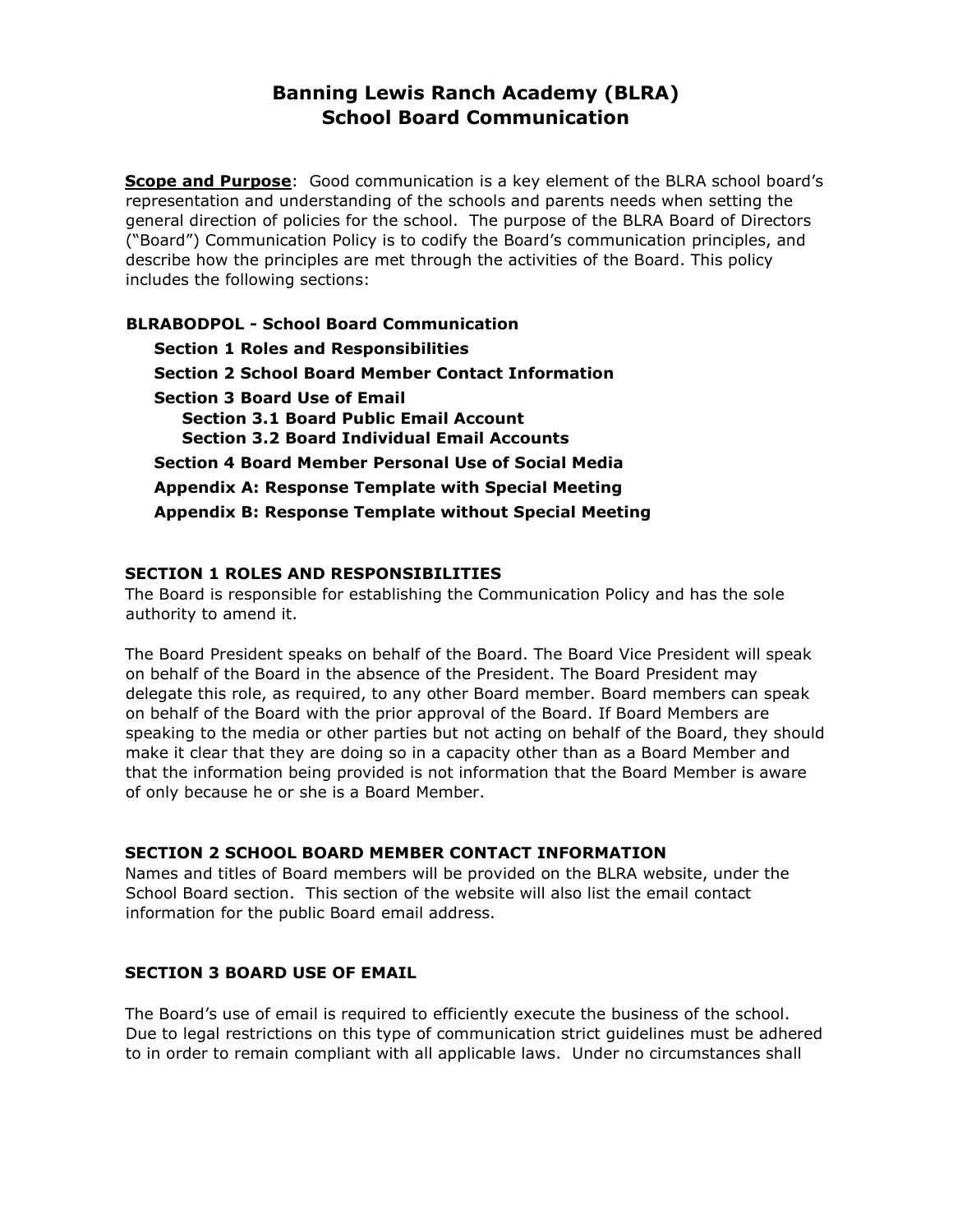# Banning Lewis Ranch Academy (BLRA)
# School Board Communication

**Scope and Purpose**: Good communication is a key element of the BLRA school board's representation and understanding of the schools and parents needs when setting the general direction of policies for the school. The purpose of the BLRA Board of Directors ("Board") Communication Policy is to codify the Board's communication principles, and describe how the principles are met through the activities of the Board. This policy includes the following sections:

**BLRABODPOL - School Board Communication**

- **Section 1 Roles and Responsibilities**
- **Section 2 School Board Member Contact Information**
- **Section 3 Board Use of Email**
  - **Section 3.1 Board Public Email Account**
  - **Section 3.2 Board Individual Email Accounts**
- **Section 4 Board Member Personal Use of Social Media**
- **Appendix A: Response Template with Special Meeting**
- **Appendix B: Response Template without Special Meeting**

## SECTION 1 ROLES AND RESPONSIBILITIES

The Board is responsible for establishing the Communication Policy and has the sole authority to amend it.

The Board President speaks on behalf of the Board. The Board Vice President will speak on behalf of the Board in the absence of the President. The Board President may delegate this role, as required, to any other Board member. Board members can speak on behalf of the Board with the prior approval of the Board. If Board Members are speaking to the media or other parties but not acting on behalf of the Board, they should make it clear that they are doing so in a capacity other than as a Board Member and that the information being provided is not information that the Board Member is aware of only because he or she is a Board Member.

## SECTION 2 SCHOOL BOARD MEMBER CONTACT INFORMATION

Names and titles of Board members will be provided on the BLRA website, under the School Board section. This section of the website will also list the email contact information for the public Board email address.

## SECTION 3 BOARD USE OF EMAIL

The Board's use of email is required to efficiently execute the business of the school. Due to legal restrictions on this type of communication strict guidelines must be adhered to in order to remain compliant with all applicable laws. Under no circumstances shall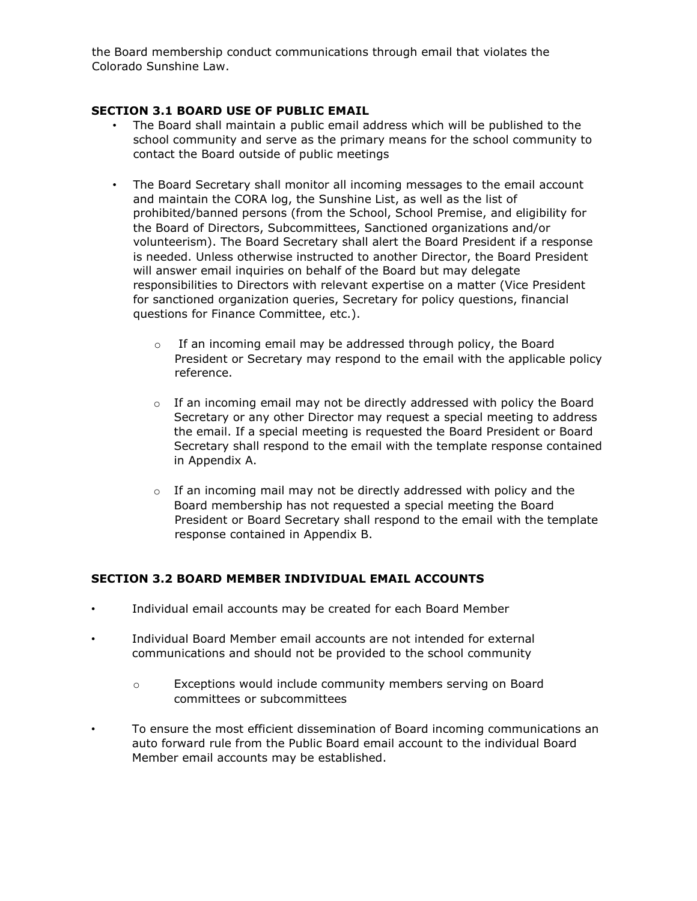the Board membership conduct communications through email that violates the Colorado Sunshine Law.

### SECTION 3.1 BOARD USE OF PUBLIC EMAIL

- The Board shall maintain a public email address which will be published to the school community and serve as the primary means for the school community to contact the Board outside of public meetings
- The Board Secretary shall monitor all incoming messages to the email account and maintain the CORA log, the Sunshine List, as well as the list of prohibited/banned persons (from the School, School Premise, and eligibility for the Board of Directors, Subcommittees, Sanctioned organizations and/or volunteerism). The Board Secretary shall alert the Board President if a response is needed. Unless otherwise instructed to another Director, the Board President will answer email inquiries on behalf of the Board but may delegate responsibilities to Directors with relevant expertise on a matter (Vice President for sanctioned organization queries, Secretary for policy questions, financial questions for Finance Committee, etc.).
    - If an incoming email may be addressed through policy, the Board President or Secretary may respond to the email with the applicable policy reference.
    - If an incoming email may not be directly addressed with policy the Board Secretary or any other Director may request a special meeting to address the email. If a special meeting is requested the Board President or Board Secretary shall respond to the email with the template response contained in Appendix A.
    - If an incoming mail may not be directly addressed with policy and the Board membership has not requested a special meeting the Board President or Board Secretary shall respond to the email with the template response contained in Appendix B.

### SECTION 3.2 BOARD MEMBER INDIVIDUAL EMAIL ACCOUNTS

- Individual email accounts may be created for each Board Member
- Individual Board Member email accounts are not intended for external communications and should not be provided to the school community
    - Exceptions would include community members serving on Board committees or subcommittees
- To ensure the most efficient dissemination of Board incoming communications an auto forward rule from the Public Board email account to the individual Board Member email accounts may be established.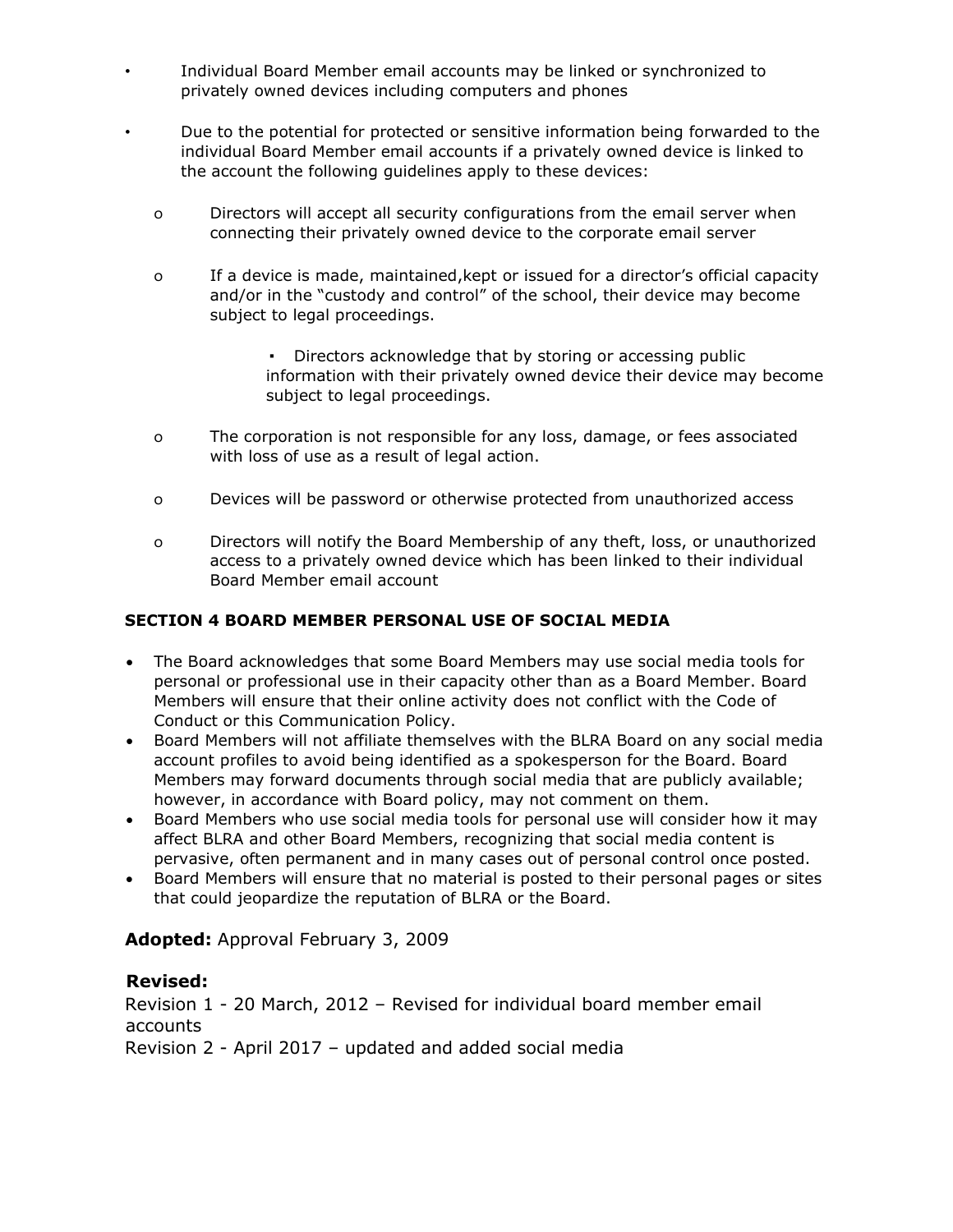- Individual Board Member email accounts may be linked or synchronized to privately owned devices including computers and phones
- Due to the potential for protected or sensitive information being forwarded to the individual Board Member email accounts if a privately owned device is linked to the account the following guidelines apply to these devices:
  - Directors will accept all security configurations from the email server when connecting their privately owned device to the corporate email server
  - If a device is made, maintained,kept or issued for a director's official capacity and/or in the "custody and control" of the school, their device may become subject to legal proceedings.
    - Directors acknowledge that by storing or accessing public information with their privately owned device their device may become subject to legal proceedings.
  - The corporation is not responsible for any loss, damage, or fees associated with loss of use as a result of legal action.
  - Devices will be password or otherwise protected from unauthorized access
  - Directors will notify the Board Membership of any theft, loss, or unauthorized access to a privately owned device which has been linked to their individual Board Member email account

**SECTION 4 BOARD MEMBER PERSONAL USE OF SOCIAL MEDIA**

- The Board acknowledges that some Board Members may use social media tools for personal or professional use in their capacity other than as a Board Member. Board Members will ensure that their online activity does not conflict with the Code of Conduct or this Communication Policy.
- Board Members will not affiliate themselves with the BLRA Board on any social media account profiles to avoid being identified as a spokesperson for the Board. Board Members may forward documents through social media that are publicly available; however, in accordance with Board policy, may not comment on them.
- Board Members who use social media tools for personal use will consider how it may affect BLRA and other Board Members, recognizing that social media content is pervasive, often permanent and in many cases out of personal control once posted.
- Board Members will ensure that no material is posted to their personal pages or sites that could jeopardize the reputation of BLRA or the Board.

**Adopted:** Approval February 3, 2009

**Revised:**

Revision 1 - 20 March, 2012 – Revised for individual board member email accounts

Revision 2 - April 2017 – updated and added social media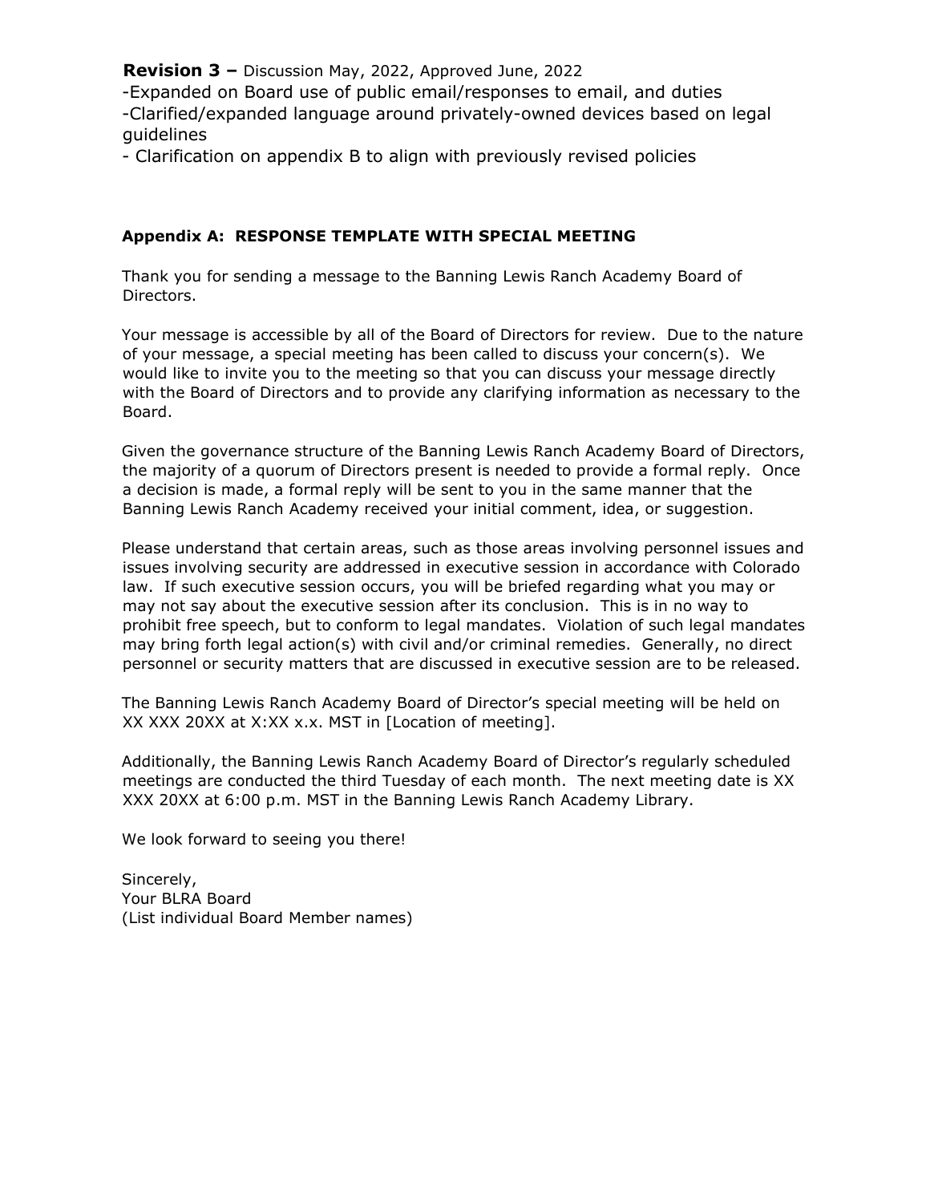**Revision 3 –** Discussion May, 2022, Approved June, 2022

-Expanded on Board use of public email/responses to email, and duties

-Clarified/expanded language around privately-owned devices based on legal guidelines

- Clarification on appendix B to align with previously revised policies

## Appendix A: RESPONSE TEMPLATE WITH SPECIAL MEETING

Thank you for sending a message to the Banning Lewis Ranch Academy Board of Directors.

Your message is accessible by all of the Board of Directors for review. Due to the nature of your message, a special meeting has been called to discuss your concern(s). We would like to invite you to the meeting so that you can discuss your message directly with the Board of Directors and to provide any clarifying information as necessary to the Board.

Given the governance structure of the Banning Lewis Ranch Academy Board of Directors, the majority of a quorum of Directors present is needed to provide a formal reply. Once a decision is made, a formal reply will be sent to you in the same manner that the Banning Lewis Ranch Academy received your initial comment, idea, or suggestion.

Please understand that certain areas, such as those areas involving personnel issues and issues involving security are addressed in executive session in accordance with Colorado law. If such executive session occurs, you will be briefed regarding what you may or may not say about the executive session after its conclusion. This is in no way to prohibit free speech, but to conform to legal mandates. Violation of such legal mandates may bring forth legal action(s) with civil and/or criminal remedies. Generally, no direct personnel or security matters that are discussed in executive session are to be released.

The Banning Lewis Ranch Academy Board of Director's special meeting will be held on XX XXX 20XX at X:XX x.x. MST in [Location of meeting].

Additionally, the Banning Lewis Ranch Academy Board of Director's regularly scheduled meetings are conducted the third Tuesday of each month. The next meeting date is XX XXX 20XX at 6:00 p.m. MST in the Banning Lewis Ranch Academy Library.

We look forward to seeing you there!

Sincerely,
Your BLRA Board
(List individual Board Member names)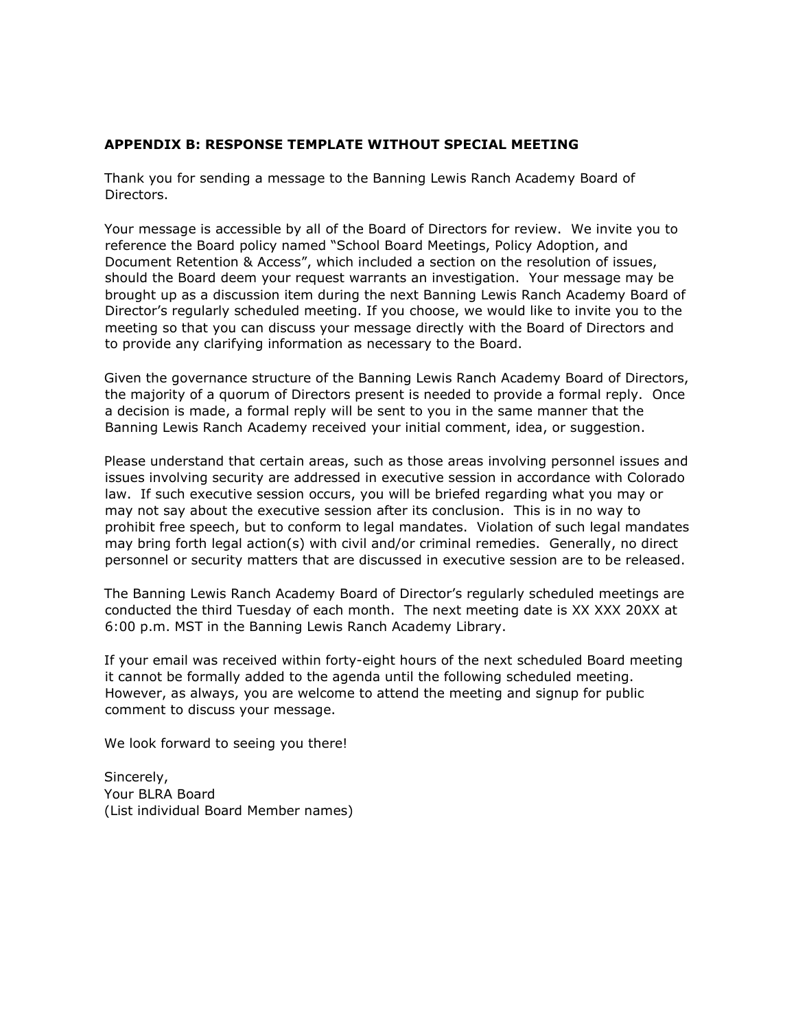### APPENDIX B: RESPONSE TEMPLATE WITHOUT SPECIAL MEETING

Thank you for sending a message to the Banning Lewis Ranch Academy Board of Directors.

Your message is accessible by all of the Board of Directors for review. We invite you to reference the Board policy named "School Board Meetings, Policy Adoption, and Document Retention & Access", which included a section on the resolution of issues, should the Board deem your request warrants an investigation. Your message may be brought up as a discussion item during the next Banning Lewis Ranch Academy Board of Director's regularly scheduled meeting. If you choose, we would like to invite you to the meeting so that you can discuss your message directly with the Board of Directors and to provide any clarifying information as necessary to the Board.

Given the governance structure of the Banning Lewis Ranch Academy Board of Directors, the majority of a quorum of Directors present is needed to provide a formal reply. Once a decision is made, a formal reply will be sent to you in the same manner that the Banning Lewis Ranch Academy received your initial comment, idea, or suggestion.

Please understand that certain areas, such as those areas involving personnel issues and issues involving security are addressed in executive session in accordance with Colorado law. If such executive session occurs, you will be briefed regarding what you may or may not say about the executive session after its conclusion. This is in no way to prohibit free speech, but to conform to legal mandates. Violation of such legal mandates may bring forth legal action(s) with civil and/or criminal remedies. Generally, no direct personnel or security matters that are discussed in executive session are to be released.

The Banning Lewis Ranch Academy Board of Director's regularly scheduled meetings are conducted the third Tuesday of each month. The next meeting date is XX XXX 20XX at 6:00 p.m. MST in the Banning Lewis Ranch Academy Library.

If your email was received within forty-eight hours of the next scheduled Board meeting it cannot be formally added to the agenda until the following scheduled meeting. However, as always, you are welcome to attend the meeting and signup for public comment to discuss your message.

We look forward to seeing you there!

Sincerely,
Your BLRA Board
(List individual Board Member names)